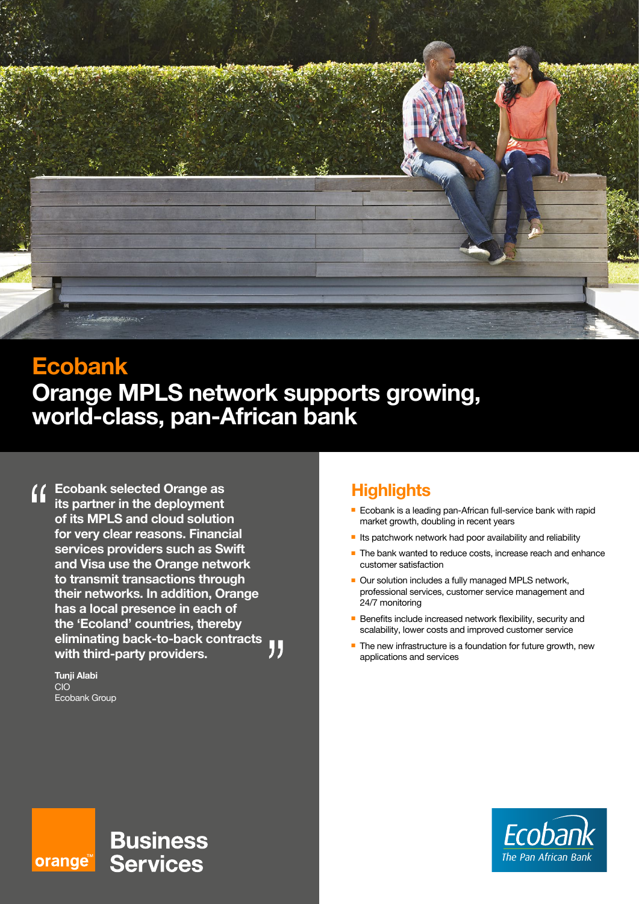# Ecobank

## Orange MPLS network supports growing, world-class, pan-African bank

> "Ecobank selected Orange as its partner in the deployment of its MPLS and cloud solution for very clear reasons. Financial services providers such as Swift and Visa use the Orange network to transmit transactions through their networks. In addition, Orange has a local presence in each of the 'Ecoland' countries, thereby eliminating back-to-back contracts with third-party providers."

**Tunji Alabi**
CIO
Ecobank Group

## Highlights

- Ecobank is a leading pan-African full-service bank with rapid market growth, doubling in recent years
- Its patchwork network had poor availability and reliability
- The bank wanted to reduce costs, increase reach and enhance customer satisfaction
- Our solution includes a fully managed MPLS network, professional services, customer service management and 24/7 monitoring
- Benefits include increased network flexibility, security and scalability, lower costs and improved customer service
- The new infrastructure is a foundation for future growth, new applications and services

orange™ Business Services

Ecobank The Pan African Bank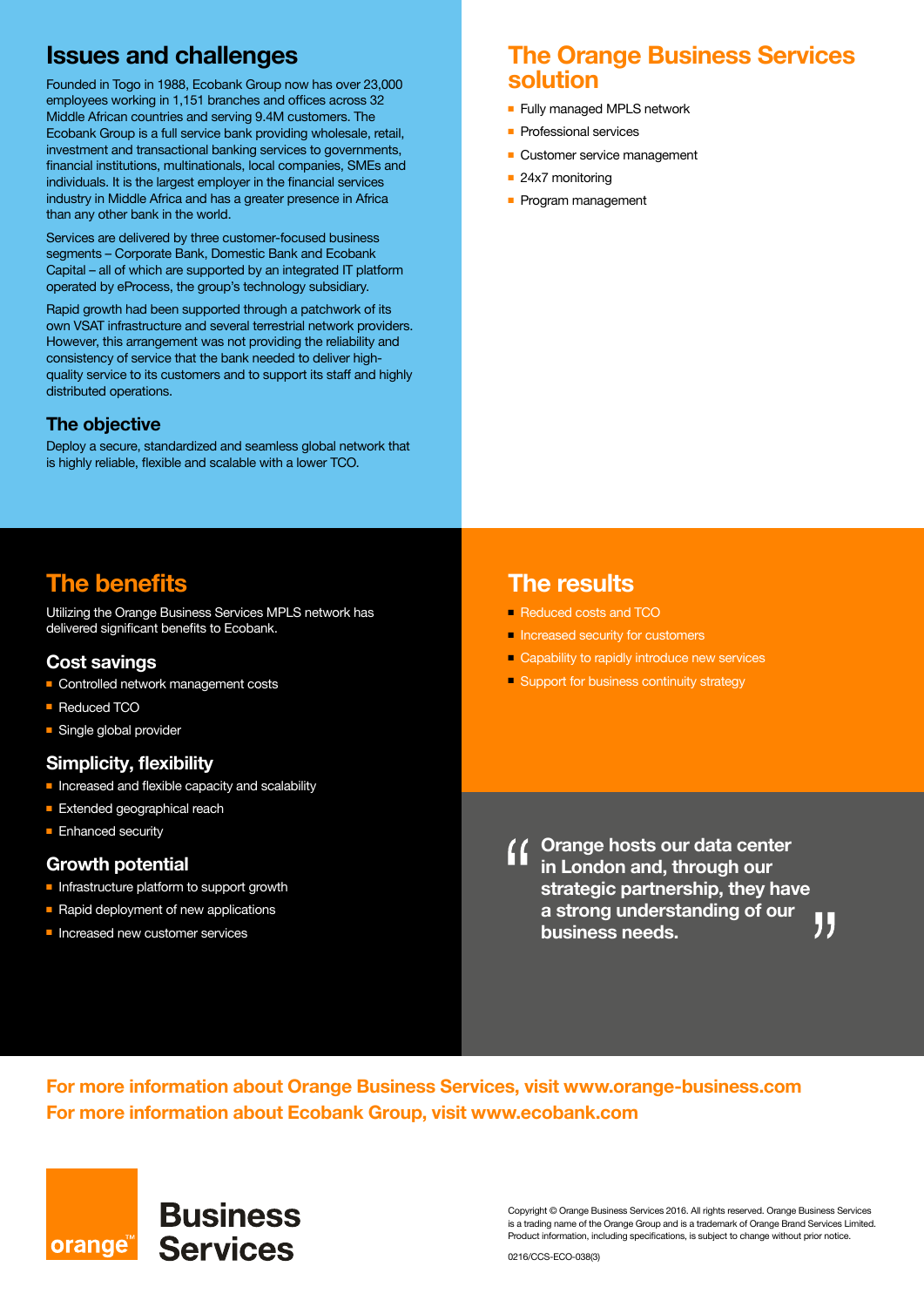## Issues and challenges

Founded in Togo in 1988, Ecobank Group now has over 23,000 employees working in 1,151 branches and offices across 32 Middle African countries and serving 9.4M customers. The Ecobank Group is a full service bank providing wholesale, retail, investment and transactional banking services to governments, financial institutions, multinationals, local companies, SMEs and individuals. It is the largest employer in the financial services industry in Middle Africa and has a greater presence in Africa than any other bank in the world.

Services are delivered by three customer-focused business segments – Corporate Bank, Domestic Bank and Ecobank Capital – all of which are supported by an integrated IT platform operated by eProcess, the group's technology subsidiary.

Rapid growth had been supported through a patchwork of its own VSAT infrastructure and several terrestrial network providers. However, this arrangement was not providing the reliability and consistency of service that the bank needed to deliver high-quality service to its customers and to support its staff and highly distributed operations.

### The objective

Deploy a secure, standardized and seamless global network that is highly reliable, flexible and scalable with a lower TCO.

## The Orange Business Services solution

- Fully managed MPLS network
- Professional services
- Customer service management
- 24x7 monitoring
- Program management

## The benefits

Utilizing the Orange Business Services MPLS network has delivered significant benefits to Ecobank.

### Cost savings

- Controlled network management costs
- Reduced TCO
- Single global provider

### Simplicity, flexibility

- Increased and flexible capacity and scalability
- Extended geographical reach
- Enhanced security

### Growth potential

- Infrastructure platform to support growth
- Rapid deployment of new applications
- Increased new customer services

## The results

- Reduced costs and TCO
- Increased security for customers
- Capability to rapidly introduce new services
- Support for business continuity strategy

> “Orange hosts our data center in London and, through our strategic partnership, they have a strong understanding of our business needs.”

**For more information about Orange Business Services, visit www.orange-business.com**
**For more information about Ecobank Group, visit www.ecobank.com**

orange™ Business Services

Copyright © Orange Business Services 2016. All rights reserved. Orange Business Services is a trading name of the Orange Group and is a trademark of Orange Brand Services Limited. Product information, including specifications, is subject to change without prior notice.

0216/CCS-ECO-038(3)